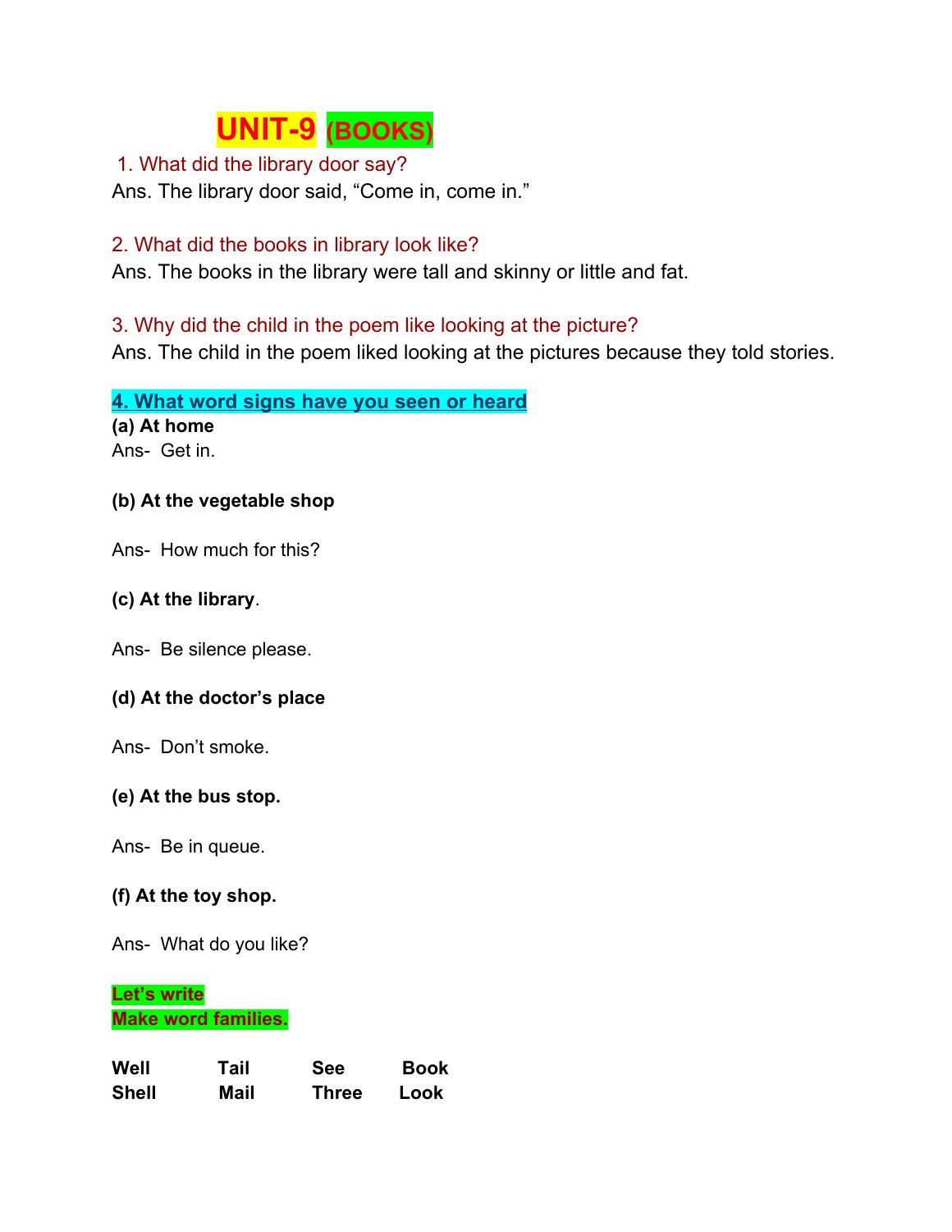# UNIT-9 (BOOKS)

1. What did the library door say?

Ans. The library door said, “Come in, come in.”

2. What did the books in library look like?

Ans. The books in the library were tall and skinny or little and fat.

3. Why did the child in the poem like looking at the picture?

Ans. The child in the poem liked looking at the pictures because they told stories.

**4. What word signs have you seen or heard**

**(a) At home**

Ans- Get in.

**(b) At the vegetable shop**

Ans- How much for this?

**(c) At the library**.

Ans- Be silence please.

**(d) At the doctor’s place**

Ans- Don’t smoke.

**(e) At the bus stop.**

Ans- Be in queue.

**(f) At the toy shop.**

Ans- What do you like?

**Let’s write**

**Make word families.**

| Well | Tail | See | Book |
|---|---|---|---|
| Shell | Mail | Three | Look |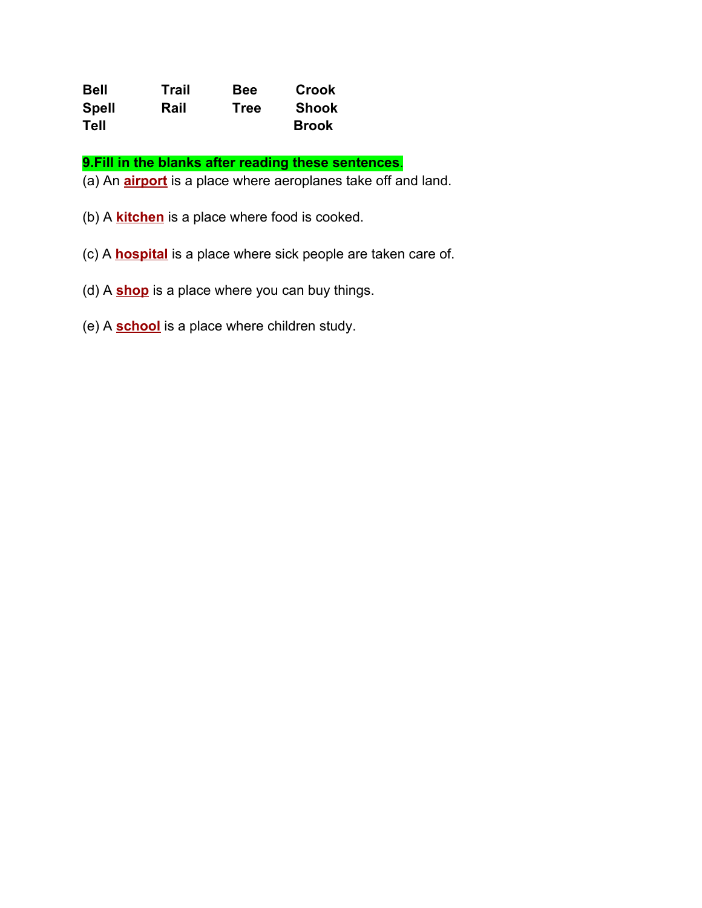| | | | |
|---|---|---|---|
| **Bell** | **Trail** | **Bee** | **Crook** |
| **Spell** | **Rail** | **Tree** | **Shook** |
| **Tell** | | | **Brook** |

**9.Fill in the blanks after reading these sentences**.

(a) An **airport** is a place where aeroplanes take off and land.

(b) A **kitchen** is a place where food is cooked.

(c) A **hospital** is a place where sick people are taken care of.

(d) A **shop** is a place where you can buy things.

(e) A **school** is a place where children study.